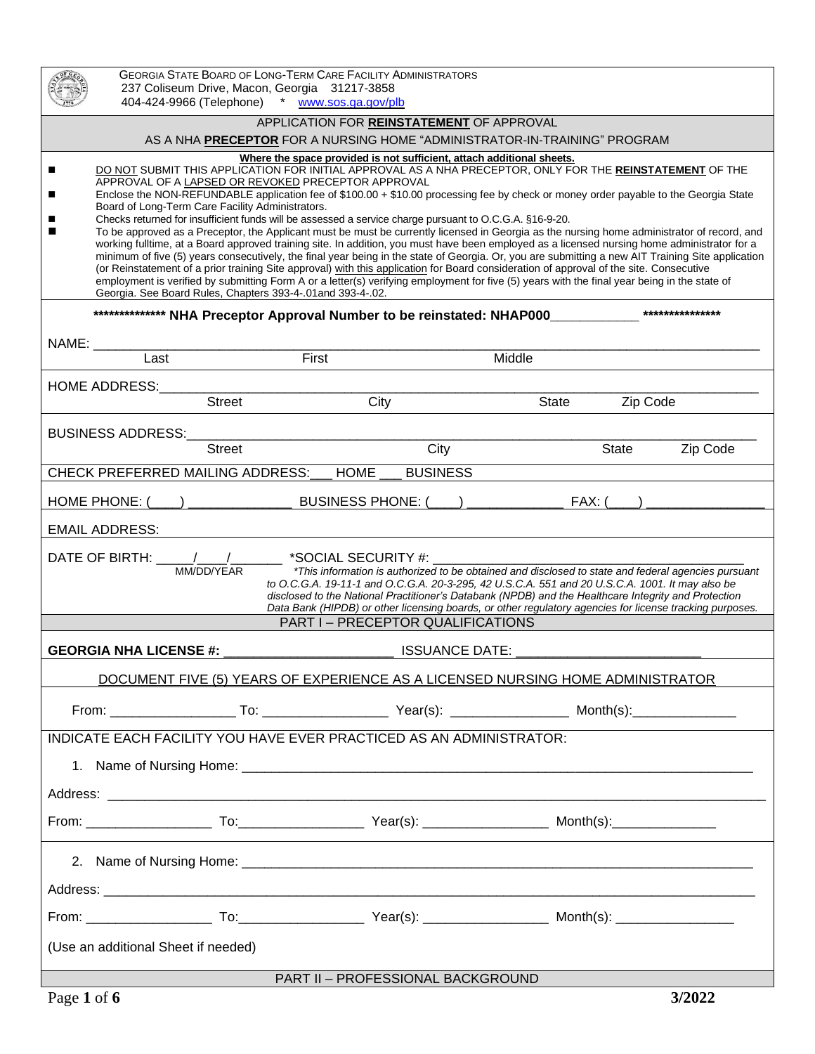GEORGIA STATE BOARD OF LONG-TERM CARE FACILITY ADMINISTRATORS
237 Coliseum Drive, Macon, Georgia 31217-3858
404-424-9966 (Telephone) * www.sos.ga.gov/plb

## APPLICATION FOR **REINSTATEMENT** OF APPROVAL AS A NHA **PRECEPTOR** FOR A NURSING HOME "ADMINISTRATOR-IN-TRAINING" PROGRAM

**Where the space provided is not sufficient, attach additional sheets.**

- DO NOT SUBMIT THIS APPLICATION FOR INITIAL APPROVAL AS A NHA PRECEPTOR, ONLY FOR THE **REINSTATEMENT** OF THE APPROVAL OF A LAPSED OR REVOKED PRECEPTOR APPROVAL
- Enclose the NON-REFUNDABLE application fee of $100.00 + $10.00 processing fee by check or money order payable to the Georgia State Board of Long-Term Care Facility Administrators.
- Checks returned for insufficient funds will be assessed a service charge pursuant to O.C.G.A. §16-9-20.
- To be approved as a Preceptor, the Applicant must be must be currently licensed in Georgia as the nursing home administrator of record, and working fulltime, at a Board approved training site. In addition, you must have been employed as a licensed nursing home administrator for a minimum of five (5) years consecutively, the final year being in the state of Georgia. Or, you are submitting a new AIT Training Site application (or Reinstatement of a prior training Site approval) with this application for Board consideration of approval of the site. Consecutive employment is verified by submitting Form A or a letter(s) verifying employment for five (5) years with the final year being in the state of Georgia. See Board Rules, Chapters 393-4-.01and 393-4-.02.

**************** NHA Preceptor Approval Number to be reinstated: NHAP000____________ ****************

NAME: ________________________________________________
Last First Middle

HOME ADDRESS: ________________________________________________
Street City State Zip Code

BUSINESS ADDRESS: ________________________________________________
Street City State Zip Code

CHECK PREFERRED MAILING ADDRESS: ___ HOME ___ BUSINESS

HOME PHONE: (___) ______________ BUSINESS PHONE: (___) _____________ FAX: (___) ________________

EMAIL ADDRESS:

DATE OF BIRTH: _____/____/_______ *SOCIAL SECURITY #: ______________________________________
MM/DD/YEAR

*This information is authorized to be obtained and disclosed to state and federal agencies pursuant to O.C.G.A. 19-11-1 and O.C.G.A. 20-3-295, 42 U.S.C.A. 551 and 20 U.S.C.A. 1001. It may also be disclosed to the National Practitioner's Databank (NPDB) and the Healthcare Integrity and Protection Data Bank (HIPDB) or other licensing boards, or other regulatory agencies for license tracking purposes.*

## PART I – PRECEPTOR QUALIFICATIONS

**GEORGIA NHA LICENSE #:** _______________________ ISSUANCE DATE: ________________________

DOCUMENT FIVE (5) YEARS OF EXPERIENCE AS A LICENSED NURSING HOME ADMINISTRATOR

From: ________________ To: ________________ Year(s): ________________ Month(s):______________

INDICATE EACH FACILITY YOU HAVE EVER PRACTICED AS AN ADMINISTRATOR:

1. Name of Nursing Home: ________________________________________________

Address: ________________________________________________

From: _________________ To:_________________ Year(s): _________________ Month(s):______________

2. Name of Nursing Home: ________________________________________________

Address: ________________________________________________

From: _________________ To:_________________ Year(s): _________________ Month(s): ________________

(Use an additional Sheet if needed)

## PART II – PROFESSIONAL BACKGROUND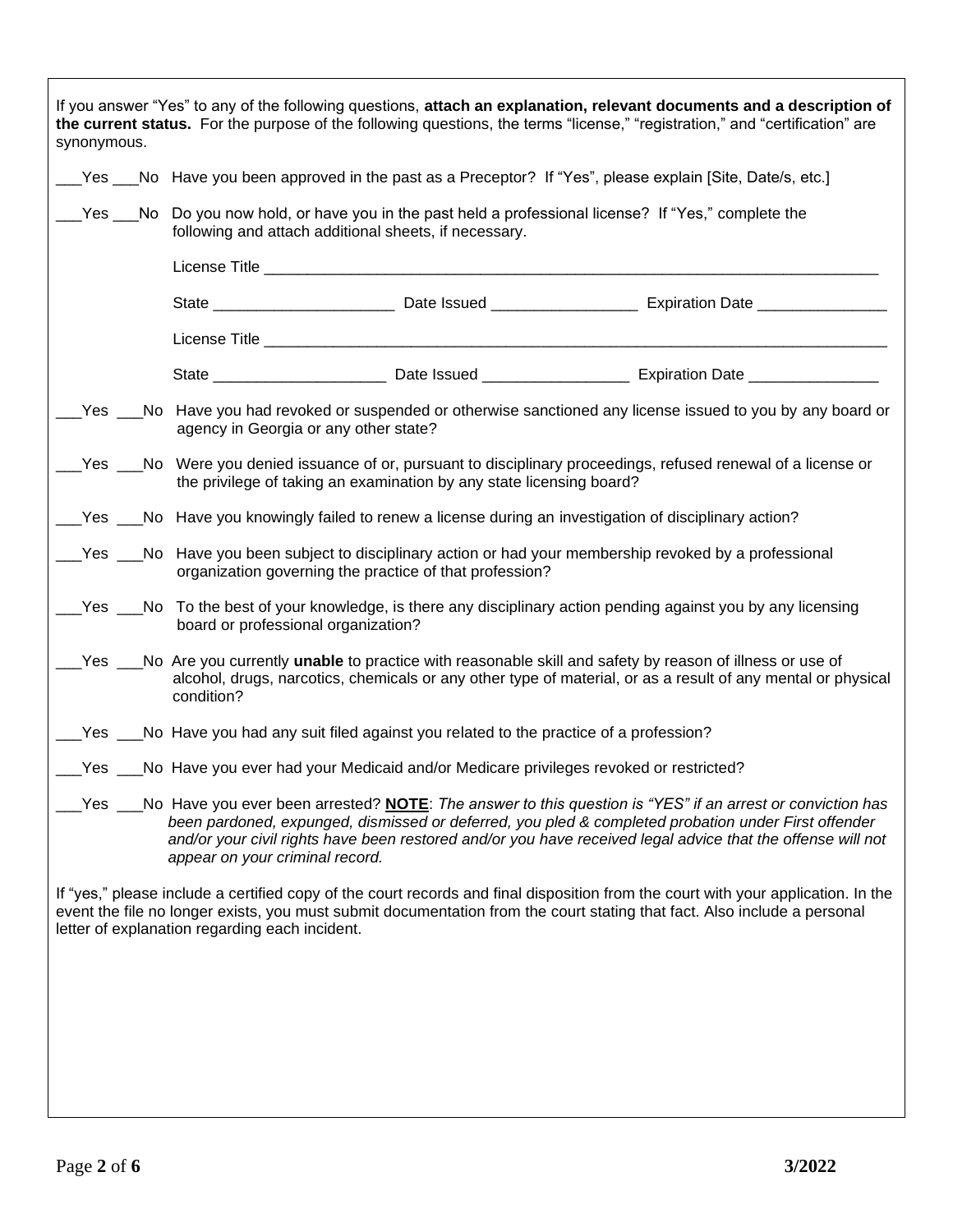If you answer "Yes" to any of the following questions, **attach an explanation, relevant documents and a description of the current status.** For the purpose of the following questions, the terms "license," "registration," and "certification" are synonymous.

___Yes ___No Have you been approved in the past as a Preceptor? If "Yes", please explain [Site, Date/s, etc.]

___Yes ___No Do you now hold, or have you in the past held a professional license? If "Yes," complete the following and attach additional sheets, if necessary.

License Title ___________________________________________________________________________

State _____________________ Date Issued _________________ Expiration Date _______________

License Title ___________________________________________________________________________

State ____________________ Date Issued _________________ Expiration Date _______________

___Yes ___No Have you had revoked or suspended or otherwise sanctioned any license issued to you by any board or agency in Georgia or any other state?

___Yes ___No Were you denied issuance of or, pursuant to disciplinary proceedings, refused renewal of a license or the privilege of taking an examination by any state licensing board?

___Yes ___No Have you knowingly failed to renew a license during an investigation of disciplinary action?

___Yes ___No Have you been subject to disciplinary action or had your membership revoked by a professional organization governing the practice of that profession?

___Yes ___No To the best of your knowledge, is there any disciplinary action pending against you by any licensing board or professional organization?

___Yes ___No Are you currently **unable** to practice with reasonable skill and safety by reason of illness or use of alcohol, drugs, narcotics, chemicals or any other type of material, or as a result of any mental or physical condition?

___Yes ___No Have you had any suit filed against you related to the practice of a profession?

___Yes ___No Have you ever had your Medicaid and/or Medicare privileges revoked or restricted?

___Yes ___No Have you ever been arrested? **NOTE**: *The answer to this question is "YES" if an arrest or conviction has been pardoned, expunged, dismissed or deferred, you pled & completed probation under First offender and/or your civil rights have been restored and/or you have received legal advice that the offense will not appear on your criminal record.*

If "yes," please include a certified copy of the court records and final disposition from the court with your application. In the event the file no longer exists, you must submit documentation from the court stating that fact. Also include a personal letter of explanation regarding each incident.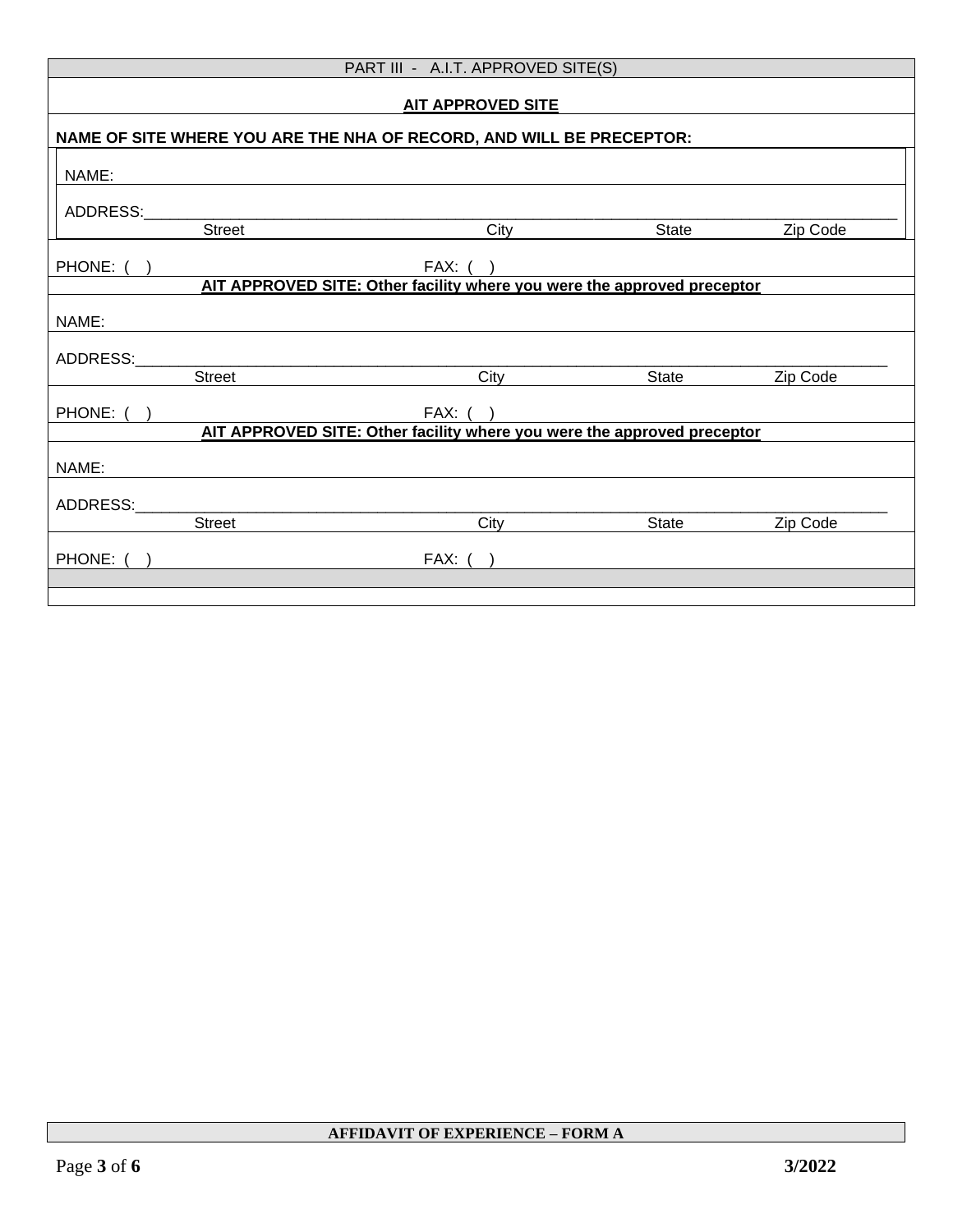## PART III - A.I.T. APPROVED SITE(S)

**AIT APPROVED SITE**

**NAME OF SITE WHERE YOU ARE THE NHA OF RECORD, AND WILL BE PRECEPTOR:**

NAME:

ADDRESS:\_\_\_\_\_\_\_\_\_\_\_\_\_\_\_\_\_\_\_\_\_\_\_\_\_\_\_\_\_\_\_\_\_\_\_\_\_\_\_\_\_\_\_\_\_\_\_\_\_\_\_\_\_\_\_\_\_\_\_\_

Street | City | State | Zip Code

PHONE: ( ) FAX: ( )

**AIT APPROVED SITE: Other facility where you were the approved preceptor**

NAME:

ADDRESS:\_\_\_\_\_\_\_\_\_\_\_\_\_\_\_\_\_\_\_\_\_\_\_\_\_\_\_\_\_\_\_\_\_\_\_\_\_\_\_\_\_\_\_\_\_\_\_\_\_\_\_\_\_\_\_\_\_\_\_\_

Street | City | State | Zip Code

PHONE: ( ) FAX: ( )

**AIT APPROVED SITE: Other facility where you were the approved preceptor**

NAME:

ADDRESS:\_\_\_\_\_\_\_\_\_\_\_\_\_\_\_\_\_\_\_\_\_\_\_\_\_\_\_\_\_\_\_\_\_\_\_\_\_\_\_\_\_\_\_\_\_\_\_\_\_\_\_\_\_\_\_\_\_\_\_\_

Street | City | State | Zip Code

PHONE: ( ) FAX: ( )

**AFFIDAVIT OF EXPERIENCE – FORM A**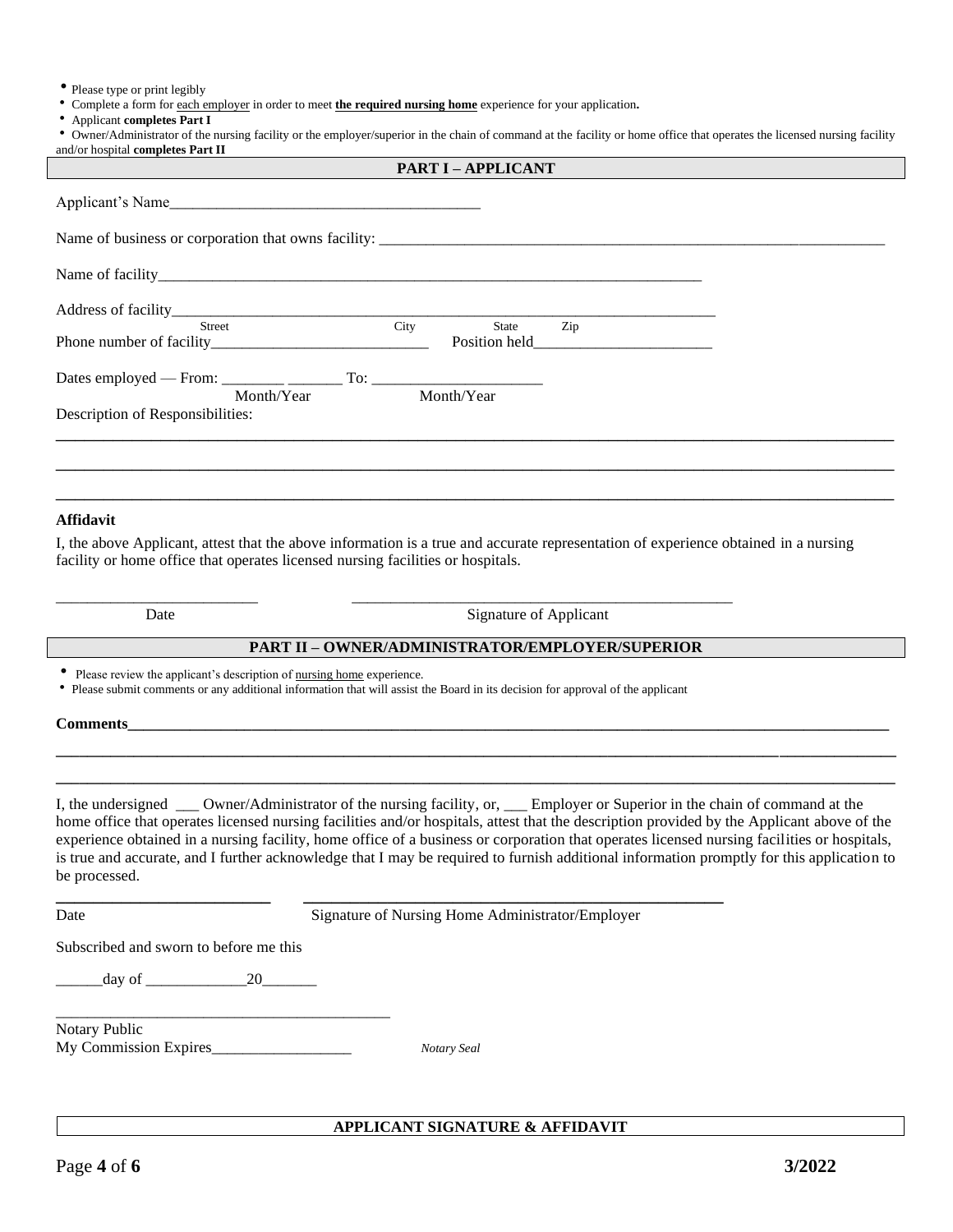- Please type or print legibly
- Complete a form for each employer in order to meet **the required nursing home** experience for your application**.**
- Applicant **completes Part I**
- Owner/Administrator of the nursing facility or the employer/superior in the chain of command at the facility or home office that operates the licensed nursing facility and/or hospital **completes Part II**

## PART I – APPLICANT

Applicant's Name________________________________________

Name of business or corporation that owns facility: ______________________________________________________________________

Name of facility_________________________________________________________________________

Address of facility_________________________________________________________________________
Street City State Zip

Phone number of facility_____________________________ Position held________________________

Dates employed — From: ________ _______ To: _____________________
Month/Year Month/Year

Description of Responsibilities:

_______________________________________________________________________________________________

_______________________________________________________________________________________________

_______________________________________________________________________________________________

**Affidavit**

I, the above Applicant, attest that the above information is a true and accurate representation of experience obtained in a nursing facility or home office that operates licensed nursing facilities or hospitals.

_________________________ __________________________________________________

Date Signature of Applicant

## PART II – OWNER/ADMINISTRATOR/EMPLOYER/SUPERIOR

- Please review the applicant's description of nursing home experience.
- Please submit comments or any additional information that will assist the Board in its decision for approval of the applicant

**Comments**______________________________________________________________________________________________

_______________________________________________________________________________________________

_______________________________________________________________________________________________

I, the undersigned ___ Owner/Administrator of the nursing facility, or, ___ Employer or Superior in the chain of command at the home office that operates licensed nursing facilities and/or hospitals, attest that the description provided by the Applicant above of the experience obtained in a nursing facility, home office of a business or corporation that operates licensed nursing facilities or hospitals, is true and accurate, and I further acknowledge that I may be required to furnish additional information promptly for this application to be processed.

___________________________ _____________________________________________________

Date Signature of Nursing Home Administrator/Employer

Subscribed and sworn to before me this

______day of _____________20_______

___________________________________________

Notary Public

My Commission Expires__________________ *Notary Seal*

**APPLICANT SIGNATURE & AFFIDAVIT**

3/2022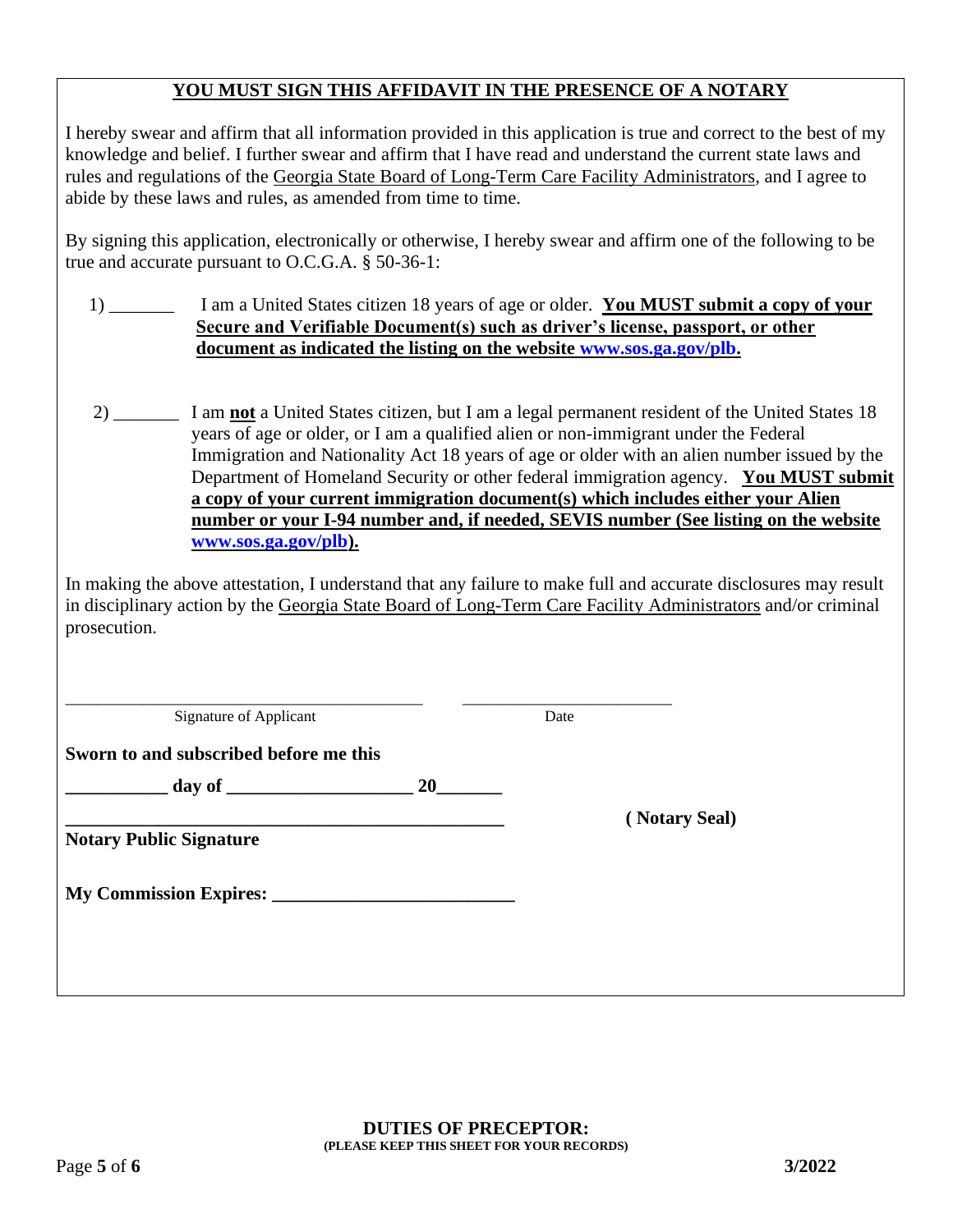## **YOU MUST SIGN THIS AFFIDAVIT IN THE PRESENCE OF A NOTARY**

I hereby swear and affirm that all information provided in this application is true and correct to the best of my knowledge and belief. I further swear and affirm that I have read and understand the current state laws and rules and regulations of the Georgia State Board of Long-Term Care Facility Administrators, and I agree to abide by these laws and rules, as amended from time to time.

By signing this application, electronically or otherwise, I hereby swear and affirm one of the following to be true and accurate pursuant to O.C.G.A. § 50-36-1:

1) _______ I am a United States citizen 18 years of age or older. **You MUST submit a copy of your Secure and Verifiable Document(s) such as driver's license, passport, or other document as indicated the listing on the website www.sos.ga.gov/plb.**

2) _______ I am **not** a United States citizen, but I am a legal permanent resident of the United States 18 years of age or older, or I am a qualified alien or non-immigrant under the Federal Immigration and Nationality Act 18 years of age or older with an alien number issued by the Department of Homeland Security or other federal immigration agency. **You MUST submit a copy of your current immigration document(s) which includes either your Alien number or your I-94 number and, if needed, SEVIS number (See listing on the website www.sos.ga.gov/plb).**

In making the above attestation, I understand that any failure to make full and accurate disclosures may result in disciplinary action by the Georgia State Board of Long-Term Care Facility Administrators and/or criminal prosecution.

_______________________________________ ________________________
Signature of Applicant Date

**Sworn to and subscribed before me this**

**__________ day of ___________________ 20_______**

**_____________________________________________** **( Notary Seal)**
**Notary Public Signature**

**My Commission Expires: _________________________**

**DUTIES OF PRECEPTOR:**
**(PLEASE KEEP THIS SHEET FOR YOUR RECORDS)**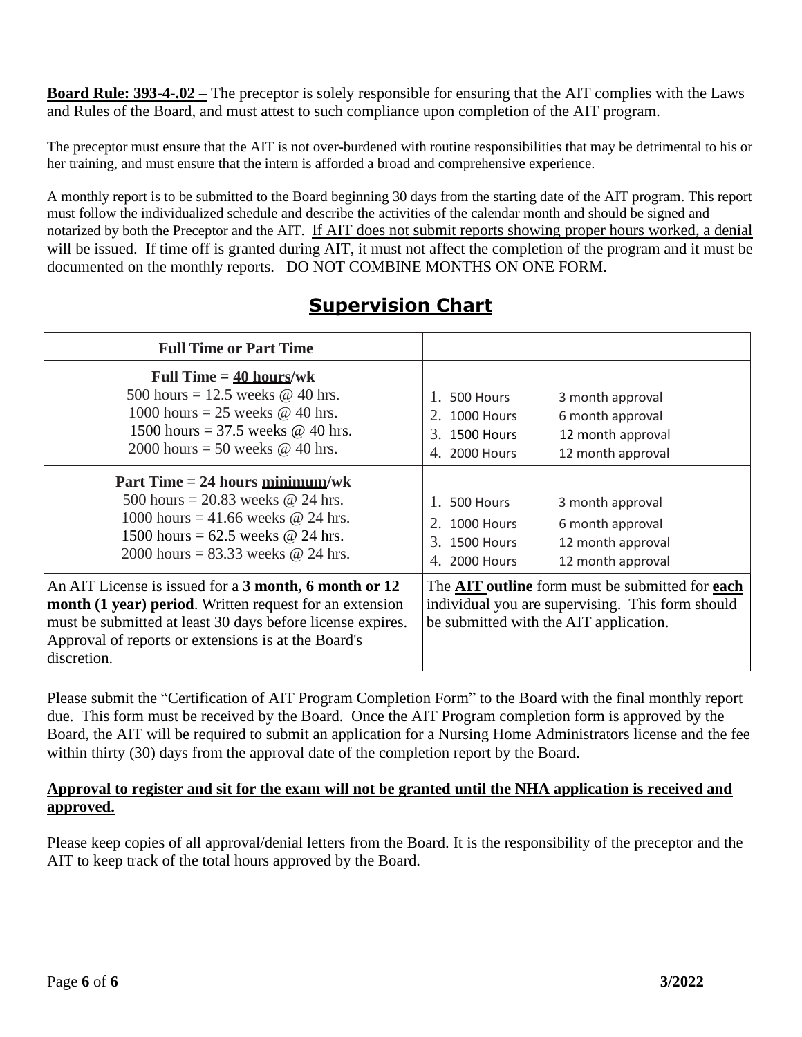**Board Rule: 393-4-.02 –** The preceptor is solely responsible for ensuring that the AIT complies with the Laws and Rules of the Board, and must attest to such compliance upon completion of the AIT program.

The preceptor must ensure that the AIT is not over-burdened with routine responsibilities that may be detrimental to his or her training, and must ensure that the intern is afforded a broad and comprehensive experience.

A monthly report is to be submitted to the Board beginning 30 days from the starting date of the AIT program. This report must follow the individualized schedule and describe the activities of the calendar month and should be signed and notarized by both the Preceptor and the AIT. If AIT does not submit reports showing proper hours worked, a denial will be issued. If time off is granted during AIT, it must not affect the completion of the program and it must be documented on the monthly reports. DO NOT COMBINE MONTHS ON ONE FORM.

## Supervision Chart

| **Full Time or Part Time** | |
|---|---|
| **Full Time = 40 hours/wk**<br>500 hours = 12.5 weeks @ 40 hrs.<br>1000 hours = 25 weeks @ 40 hrs.<br>1500 hours = 37.5 weeks @ 40 hrs.<br>2000 hours = 50 weeks @ 40 hrs. | 1. 500 Hours 3 month approval<br>2. 1000 Hours 6 month approval<br>3. 1500 Hours 12 month approval<br>4. 2000 Hours 12 month approval |
| **Part Time = 24 hours minimum/wk**<br>500 hours = 20.83 weeks @ 24 hrs.<br>1000 hours = 41.66 weeks @ 24 hrs.<br>1500 hours = 62.5 weeks @ 24 hrs.<br>2000 hours = 83.33 weeks @ 24 hrs. | 1. 500 Hours 3 month approval<br>2. 1000 Hours 6 month approval<br>3. 1500 Hours 12 month approval<br>4. 2000 Hours 12 month approval |
| An AIT License is issued for a **3 month, 6 month or 12 month (1 year) period**. Written request for an extension must be submitted at least 30 days before license expires. Approval of reports or extensions is at the Board's discretion. | The **AIT outline** form must be submitted for **each** individual you are supervising. This form should be submitted with the AIT application. |

Please submit the "Certification of AIT Program Completion Form" to the Board with the final monthly report due. This form must be received by the Board. Once the AIT Program completion form is approved by the Board, the AIT will be required to submit an application for a Nursing Home Administrators license and the fee within thirty (30) days from the approval date of the completion report by the Board.

**Approval to register and sit for the exam will not be granted until the NHA application is received and approved.**

Please keep copies of all approval/denial letters from the Board. It is the responsibility of the preceptor and the AIT to keep track of the total hours approved by the Board.

3/2022